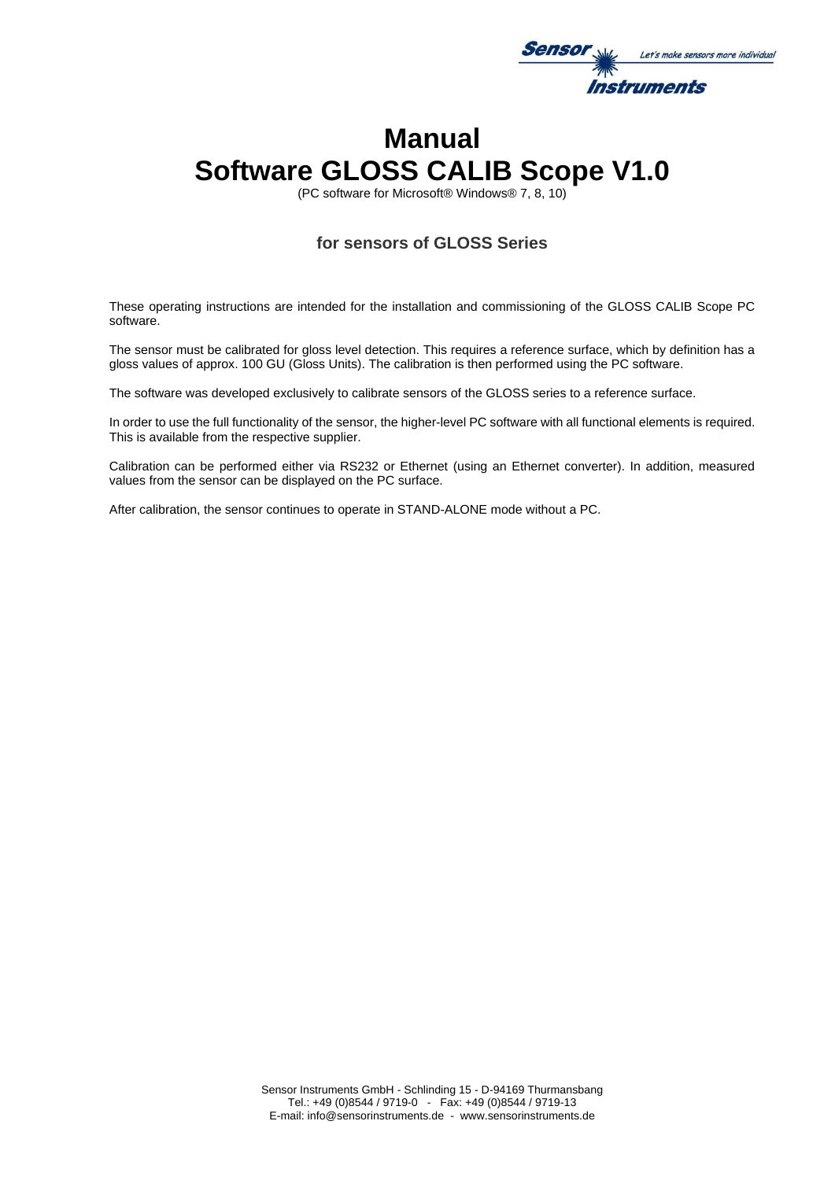# Manual
# Software GLOSS CALIB Scope V1.0

(PC software for Microsoft® Windows® 7, 8, 10)

### for sensors of GLOSS Series

These operating instructions are intended for the installation and commissioning of the GLOSS CALIB Scope PC software.

The sensor must be calibrated for gloss level detection. This requires a reference surface, which by definition has a gloss values of approx. 100 GU (Gloss Units). The calibration is then performed using the PC software.

The software was developed exclusively to calibrate sensors of the GLOSS series to a reference surface.

In order to use the full functionality of the sensor, the higher-level PC software with all functional elements is required. This is available from the respective supplier.

Calibration can be performed either via RS232 or Ethernet (using an Ethernet converter). In addition, measured values from the sensor can be displayed on the PC surface.

After calibration, the sensor continues to operate in STAND-ALONE mode without a PC.

Sensor Instruments GmbH - Schlinding 15 - D-94169 Thurmansbang
Tel.: +49 (0)8544 / 9719-0 - Fax: +49 (0)8544 / 9719-13
E-mail: info@sensorinstruments.de - www.sensorinstruments.de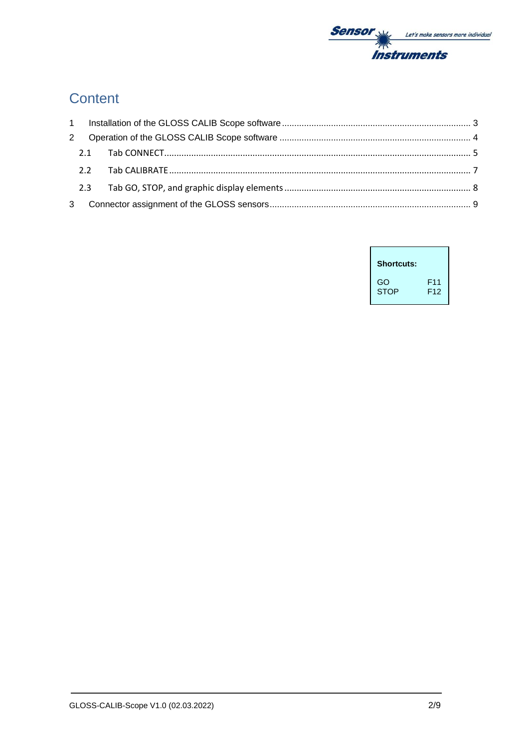# Content

1 Installation of the GLOSS CALIB Scope software ........................................................................... 3

2 Operation of the GLOSS CALIB Scope software ........................................................................... 4

 2.1 Tab CONNECT........................................................................................................................ 5

 2.2 Tab CALIBRATE ...................................................................................................................... 7

 2.3 Tab GO, STOP, and graphic display elements ......................................................................... 8

3 Connector assignment of the GLOSS sensors................................................................................ 9

| | |
|---|---|
| **Shortcuts:** | |
| GO | F11 |
| STOP | F12 |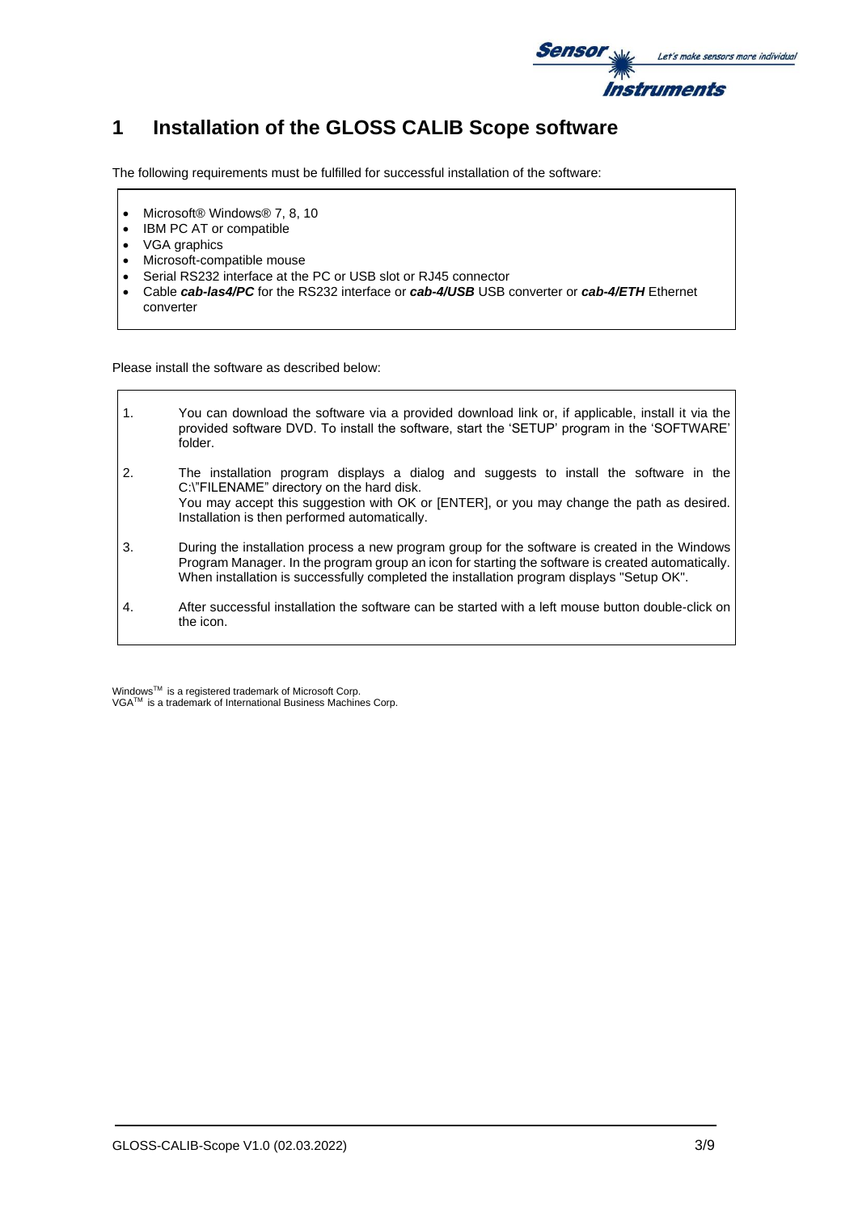# 1 Installation of the GLOSS CALIB Scope software

The following requirements must be fulfilled for successful installation of the software:

- Microsoft® Windows® 7, 8, 10
- IBM PC AT or compatible
- VGA graphics
- Microsoft-compatible mouse
- Serial RS232 interface at the PC or USB slot or RJ45 connector
- Cable ***cab-las4/PC*** for the RS232 interface or ***cab-4/USB*** USB converter or ***cab-4/ETH*** Ethernet converter

Please install the software as described below:

1. You can download the software via a provided download link or, if applicable, install it via the provided software DVD. To install the software, start the 'SETUP' program in the 'SOFTWARE' folder.
2. The installation program displays a dialog and suggests to install the software in the C:\"FILENAME" directory on the hard disk.
   You may accept this suggestion with OK or [ENTER], or you may change the path as desired. Installation is then performed automatically.
3. During the installation process a new program group for the software is created in the Windows Program Manager. In the program group an icon for starting the software is created automatically. When installation is successfully completed the installation program displays "Setup OK".
4. After successful installation the software can be started with a left mouse button double-click on the icon.

Windows™ is a registered trademark of Microsoft Corp.
VGA™ is a trademark of International Business Machines Corp.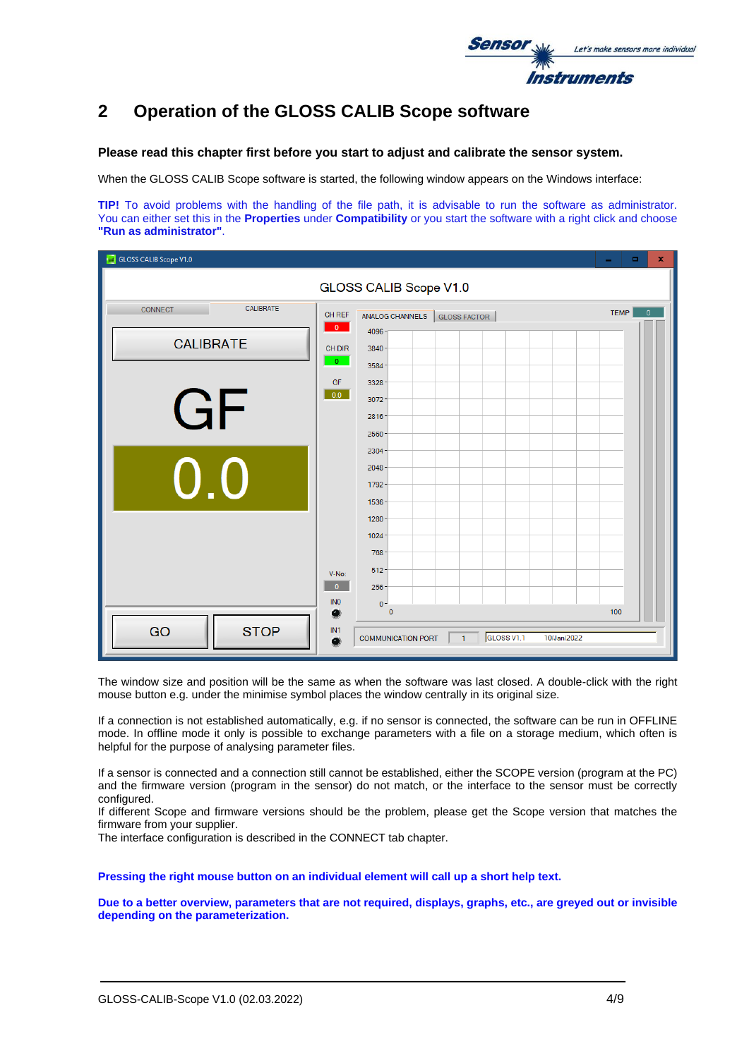# 2 Operation of the GLOSS CALIB Scope software

**Please read this chapter first before you start to adjust and calibrate the sensor system.**

When the GLOSS CALIB Scope software is started, the following window appears on the Windows interface:

**TIP!** To avoid problems with the handling of the file path, it is advisable to run the software as administrator. You can either set this in the **Properties** under **Compatibility** or you start the software with a right click and choose **"Run as administrator"**.

GLOSS CALIB Scope V1.0

CONNECT
CALIBRATE
CALIBRATE
GF
0.0
GO
STOP
CH REF
0
CH DIR
0
GF
0.0
V-No:
0
IN0
IN1
ANALOG CHANNELS
GLOSS FACTOR
TEMP
0
4096
3840
3584
3328
3072
2816
2560
2304
2048
1792
1536
1280
1024
768
512
256
0
0
100
COMMUNICATION PORT
1
GLOSS V1.1
10/Jan/2022

The window size and position will be the same as when the software was last closed. A double-click with the right mouse button e.g. under the minimise symbol places the window centrally in its original size.

If a connection is not established automatically, e.g. if no sensor is connected, the software can be run in OFFLINE mode. In offline mode it only is possible to exchange parameters with a file on a storage medium, which often is helpful for the purpose of analysing parameter files.

If a sensor is connected and a connection still cannot be established, either the SCOPE version (program at the PC) and the firmware version (program in the sensor) do not match, or the interface to the sensor must be correctly configured.
If different Scope and firmware versions should be the problem, please get the Scope version that matches the firmware from your supplier.
The interface configuration is described in the CONNECT tab chapter.

**Pressing the right mouse button on an individual element will call up a short help text.**

**Due to a better overview, parameters that are not required, displays, graphs, etc., are greyed out or invisible depending on the parameterization.**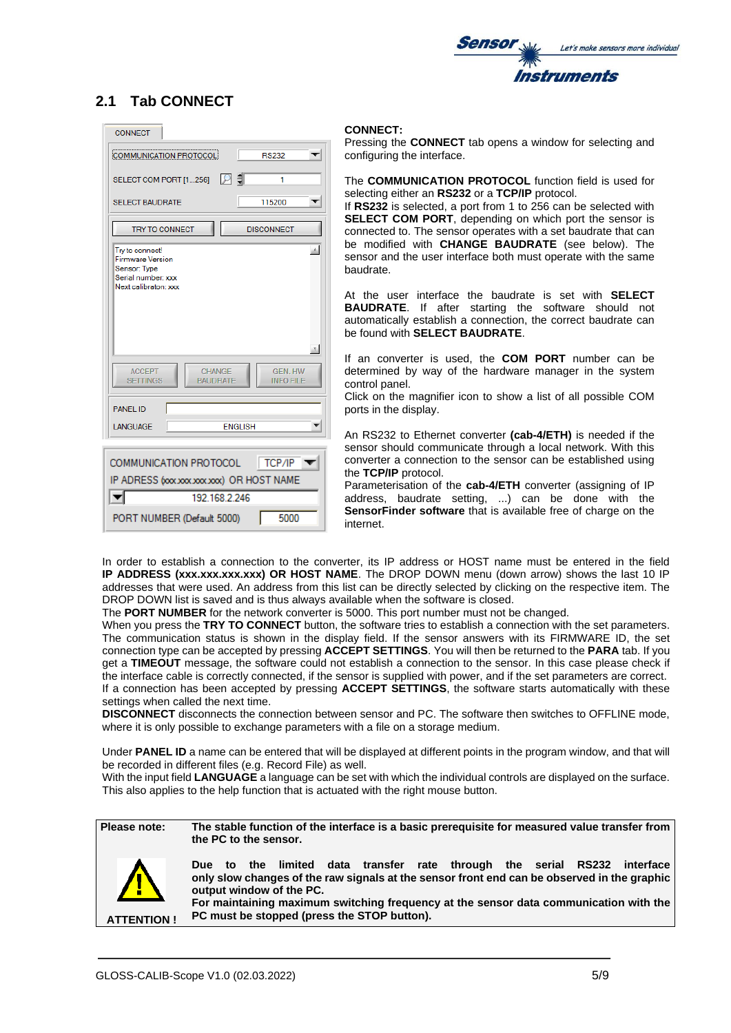## 2.1 Tab CONNECT

CONNECT

COMMUNICATION PROTOCOL RS232

SELECT COM PORT [1...256] 1

SELECT BAUDRATE 115200

TRY TO CONNECT DISCONNECT

Try to connect!
Firmware Version
Sensor: Type
Serial number: xxx
Next calibration: xxx

ACCEPT SETTINGS CHANGE BAUDRATE GEN. HW INFO FILE

PANEL ID

LANGUAGE ENGLISH

COMMUNICATION PROTOCOL TCP/IP

IP ADRESS (xxx.xxx.xxx.xxx) OR HOST NAME

192.168.2.246

PORT NUMBER (Default 5000) 5000

**CONNECT:**
Pressing the **CONNECT** tab opens a window for selecting and configuring the interface.

The **COMMUNICATION PROTOCOL** function field is used for selecting either an **RS232** or a **TCP/IP** protocol.
If **RS232** is selected, a port from 1 to 256 can be selected with **SELECT COM PORT**, depending on which port the sensor is connected to. The sensor operates with a set baudrate that can be modified with **CHANGE BAUDRATE** (see below). The sensor and the user interface both must operate with the same baudrate.

At the user interface the baudrate is set with **SELECT BAUDRATE**. If after starting the software should not automatically establish a connection, the correct baudrate can be found with **SELECT BAUDRATE**.

If an converter is used, the **COM PORT** number can be determined by way of the hardware manager in the system control panel.
Click on the magnifier icon to show a list of all possible COM ports in the display.

An RS232 to Ethernet converter **(cab-4/ETH)** is needed if the sensor should communicate through a local network. With this converter a connection to the sensor can be established using the **TCP/IP** protocol.
Parameterisation of the **cab-4/ETH** converter (assigning of IP address, baudrate setting, ...) can be done with the **SensorFinder software** that is available free of charge on the internet.

In order to establish a connection to the converter, its IP address or HOST name must be entered in the field **IP ADDRESS (xxx.xxx.xxx.xxx) OR HOST NAME**. The DROP DOWN menu (down arrow) shows the last 10 IP addresses that were used. An address from this list can be directly selected by clicking on the respective item. The DROP DOWN list is saved and is thus always available when the software is closed.
The **PORT NUMBER** for the network converter is 5000. This port number must not be changed.
When you press the **TRY TO CONNECT** button, the software tries to establish a connection with the set parameters. The communication status is shown in the display field. If the sensor answers with its FIRMWARE ID, the set connection type can be accepted by pressing **ACCEPT SETTINGS**. You will then be returned to the **PARA** tab. If you get a **TIMEOUT** message, the software could not establish a connection to the sensor. In this case please check if the interface cable is correctly connected, if the sensor is supplied with power, and if the set parameters are correct.
If a connection has been accepted by pressing **ACCEPT SETTINGS**, the software starts automatically with these settings when called the next time.
**DISCONNECT** disconnects the connection between sensor and PC. The software then switches to OFFLINE mode, where it is only possible to exchange parameters with a file on a storage medium.

Under **PANEL ID** a name can be entered that will be displayed at different points in the program window, and that will be recorded in different files (e.g. Record File) as well.
With the input field **LANGUAGE** a language can be set with which the individual controls are displayed on the surface. This also applies to the help function that is actuated with the right mouse button.

| | |
|---|---|
| **Please note:** | **The stable function of the interface is a basic prerequisite for measured value transfer from the PC to the sensor.** |
| **ATTENTION !** | **Due to the limited data transfer rate through the serial RS232 interface only slow changes of the raw signals at the sensor front end can be observed in the graphic output window of the PC.**<br>**For maintaining maximum switching frequency at the sensor data communication with the PC must be stopped (press the STOP button).** |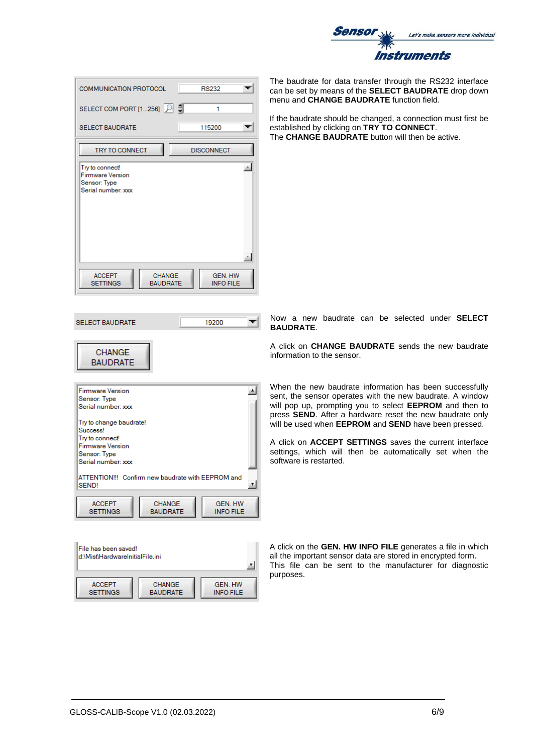COMMUNICATION PROTOCOL RS232

SELECT COM PORT [1...256] 1

SELECT BAUDRATE 115200

TRY TO CONNECT DISCONNECT

Try to connect!
Firmware Version
Sensor: Type
Serial number: xxx

ACCEPT SETTINGS | CHANGE BAUDRATE | GEN. HW INFO FILE

The baudrate for data transfer through the RS232 interface can be set by means of the **SELECT BAUDRATE** drop down menu and **CHANGE BAUDRATE** function field.

If the baudrate should be changed, a connection must first be established by clicking on **TRY TO CONNECT**.
The **CHANGE BAUDRATE** button will then be active.

SELECT BAUDRATE 19200

CHANGE BAUDRATE

Now a new baudrate can be selected under **SELECT BAUDRATE**.

A click on **CHANGE BAUDRATE** sends the new baudrate information to the sensor.

Firmware Version
Sensor: Type
Serial number: xxx

Try to change baudrate!
Success!
Try to connect!
Firmware Version
Sensor: Type
Serial number: xxx

ATTENTION!!! Confirm new baudrate with EEPROM and SEND!

ACCEPT SETTINGS | CHANGE BAUDRATE | GEN. HW INFO FILE

When the new baudrate information has been successfully sent, the sensor operates with the new baudrate. A window will pop up, prompting you to select **EEPROM** and then to press **SEND**. After a hardware reset the new baudrate only will be used when **EEPROM** and **SEND** have been pressed.

A click on **ACCEPT SETTINGS** saves the current interface settings, which will then be automatically set when the software is restarted.

File has been saved!
d:\Mist\HardwareInitialFile.ini

ACCEPT SETTINGS | CHANGE BAUDRATE | GEN. HW INFO FILE

A click on the **GEN. HW INFO FILE** generates a file in which all the important sensor data are stored in encrypted form. This file can be sent to the manufacturer for diagnostic purposes.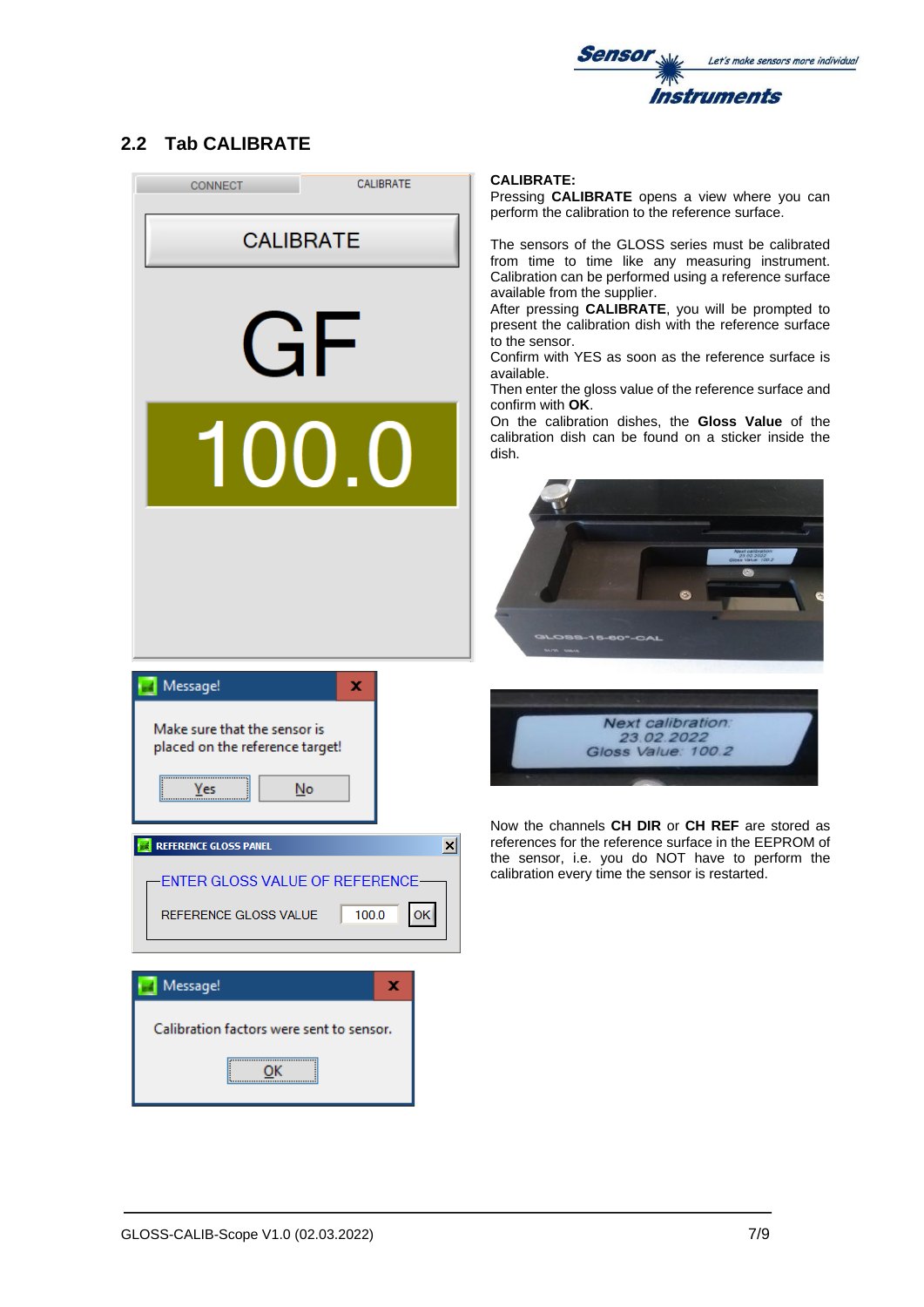## 2.2 Tab CALIBRATE

CONNECT | CALIBRATE

CALIBRATE

GF

100.0

Message!

Make sure that the sensor is placed on the reference target!

Yes No

REFERENCE GLOSS PANEL

ENTER GLOSS VALUE OF REFERENCE

REFERENCE GLOSS VALUE 100.0 OK

Message!

Calibration factors were sent to sensor.

OK

**CALIBRATE:**
Pressing **CALIBRATE** opens a view where you can perform the calibration to the reference surface.

The sensors of the GLOSS series must be calibrated from time to time like any measuring instrument. Calibration can be performed using a reference surface available from the supplier.
After pressing **CALIBRATE**, you will be prompted to present the calibration dish with the reference surface to the sensor.
Confirm with YES as soon as the reference surface is available.
Then enter the gloss value of the reference surface and confirm with **OK**.
On the calibration dishes, the **Gloss Value** of the calibration dish can be found on a sticker inside the dish.

GLOSS-15-60°-CAL

Next calibration:
23.02.2022
Gloss Value: 100.2

Now the channels **CH DIR** or **CH REF** are stored as references for the reference surface in the EEPROM of the sensor, i.e. you do NOT have to perform the calibration every time the sensor is restarted.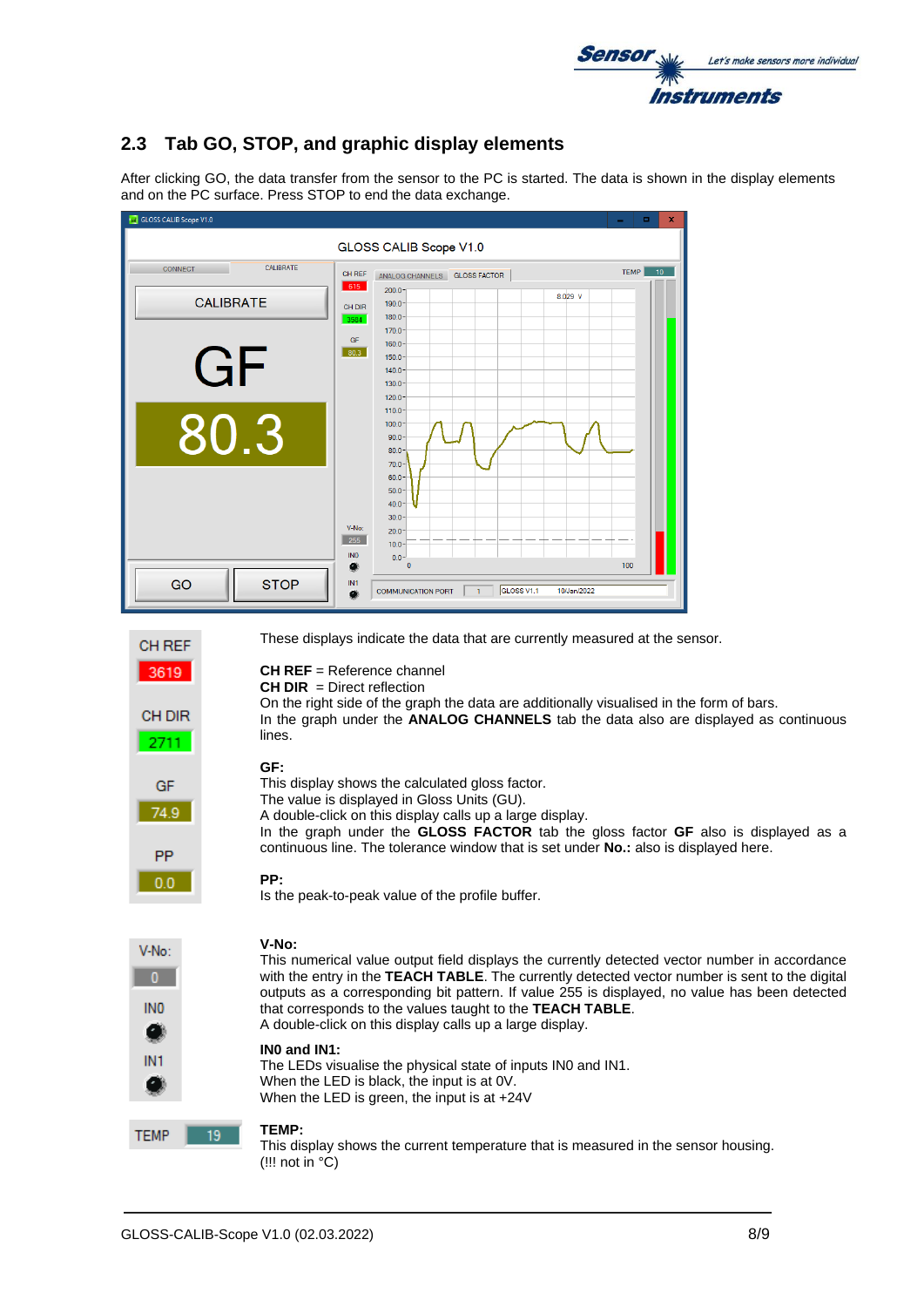## 2.3 Tab GO, STOP, and graphic display elements

After clicking GO, the data transfer from the sensor to the PC is started. The data is shown in the display elements and on the PC surface. Press STOP to end the data exchange.

These displays indicate the data that are currently measured at the sensor.

**CH REF** = Reference channel
**CH DIR** = Direct reflection
On the right side of the graph the data are additionally visualised in the form of bars.
In the graph under the **ANALOG CHANNELS** tab the data also are displayed as continuous lines.

**GF:**
This display shows the calculated gloss factor.
The value is displayed in Gloss Units (GU).
A double-click on this display calls up a large display.
In the graph under the **GLOSS FACTOR** tab the gloss factor **GF** also is displayed as a continuous line. The tolerance window that is set under **No.:** also is displayed here.

**PP:**
Is the peak-to-peak value of the profile buffer.

**V-No:**
This numerical value output field displays the currently detected vector number in accordance with the entry in the **TEACH TABLE**. The currently detected vector number is sent to the digital outputs as a corresponding bit pattern. If value 255 is displayed, no value has been detected that corresponds to the values taught to the **TEACH TABLE**.
A double-click on this display calls up a large display.

**IN0 and IN1:**
The LEDs visualise the physical state of inputs IN0 and IN1.
When the LED is black, the input is at 0V.
When the LED is green, the input is at +24V

**TEMP:**
This display shows the current temperature that is measured in the sensor housing.
(!!! not in °C)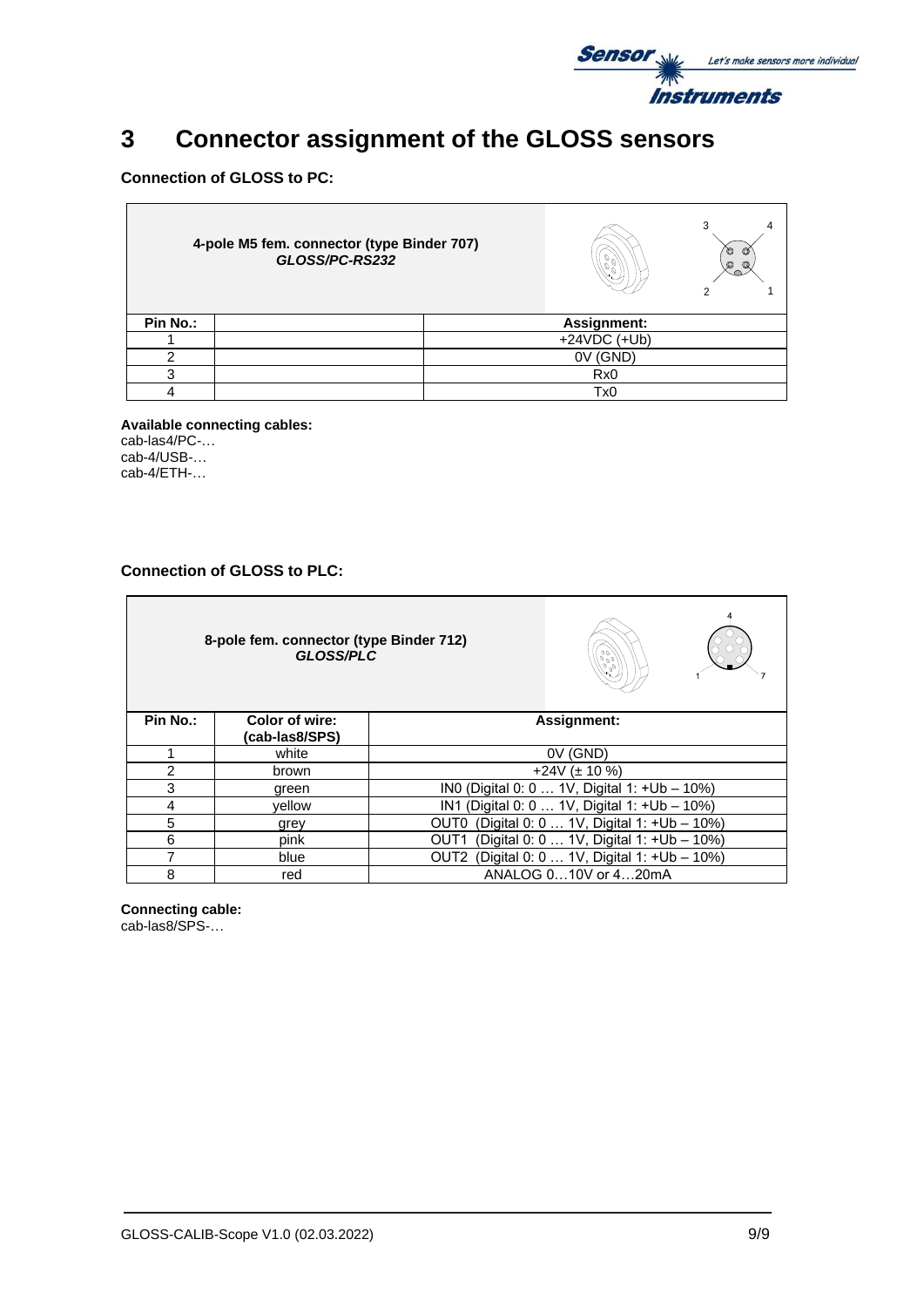# 3 Connector assignment of the GLOSS sensors

**Connection of GLOSS to PC:**

| **4-pole M5 fem. connector (type Binder 707)** *GLOSS/PC-RS232* | | |
|---|---|---|
| **Pin No.:** | | **Assignment:** |
| 1 | | +24VDC (+Ub) |
| 2 | | 0V (GND) |
| 3 | | Rx0 |
| 4 | | Tx0 |

**Available connecting cables:**
cab-las4/PC-…
cab-4/USB-…
cab-4/ETH-…

**Connection of GLOSS to PLC:**

| **8-pole fem. connector (type Binder 712)** *GLOSS/PLC* | | |
|---|---|---|
| **Pin No.:** | **Color of wire: (cab-las8/SPS)** | **Assignment:** |
| 1 | white | 0V (GND) |
| 2 | brown | +24V (± 10 %) |
| 3 | green | IN0 (Digital 0: 0 … 1V, Digital 1: +Ub – 10%) |
| 4 | yellow | IN1 (Digital 0: 0 … 1V, Digital 1: +Ub – 10%) |
| 5 | grey | OUT0 (Digital 0: 0 … 1V, Digital 1: +Ub – 10%) |
| 6 | pink | OUT1 (Digital 0: 0 … 1V, Digital 1: +Ub – 10%) |
| 7 | blue | OUT2 (Digital 0: 0 … 1V, Digital 1: +Ub – 10%) |
| 8 | red | ANALOG 0…10V or 4…20mA |

**Connecting cable:**
cab-las8/SPS-…